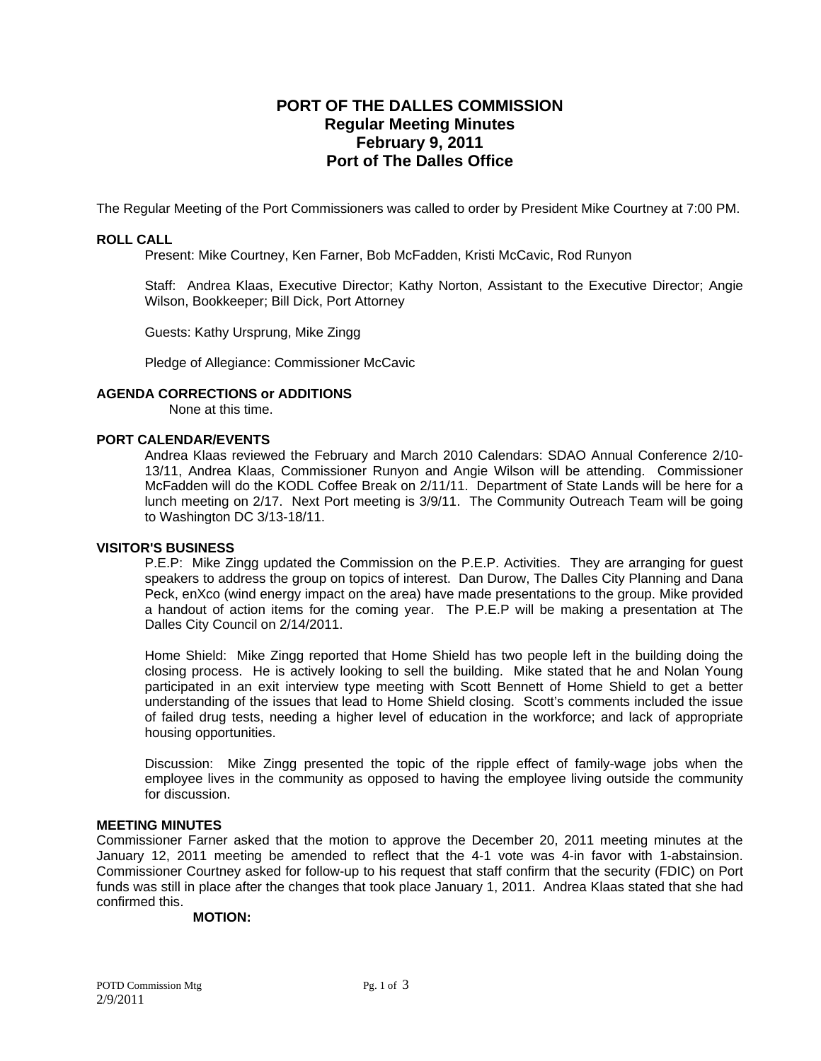# PORT OF THE DALLES COMMISSION
## Regular Meeting Minutes
## February 9, 2011
## Port of The Dalles Office

The Regular Meeting of the Port Commissioners was called to order by President Mike Courtney at 7:00 PM.

### ROLL CALL

Present: Mike Courtney, Ken Farner, Bob McFadden, Kristi McCavic, Rod Runyon

Staff: Andrea Klaas, Executive Director; Kathy Norton, Assistant to the Executive Director; Angie Wilson, Bookkeeper; Bill Dick, Port Attorney

Guests: Kathy Ursprung, Mike Zingg

Pledge of Allegiance: Commissioner McCavic

### AGENDA CORRECTIONS or ADDITIONS

None at this time.

### PORT CALENDAR/EVENTS

Andrea Klaas reviewed the February and March 2010 Calendars: SDAO Annual Conference 2/10-13/11, Andrea Klaas, Commissioner Runyon and Angie Wilson will be attending. Commissioner McFadden will do the KODL Coffee Break on 2/11/11. Department of State Lands will be here for a lunch meeting on 2/17. Next Port meeting is 3/9/11. The Community Outreach Team will be going to Washington DC 3/13-18/11.

### VISITOR'S BUSINESS

P.E.P: Mike Zingg updated the Commission on the P.E.P. Activities. They are arranging for guest speakers to address the group on topics of interest. Dan Durow, The Dalles City Planning and Dana Peck, enXco (wind energy impact on the area) have made presentations to the group. Mike provided a handout of action items for the coming year. The P.E.P will be making a presentation at The Dalles City Council on 2/14/2011.

Home Shield: Mike Zingg reported that Home Shield has two people left in the building doing the closing process. He is actively looking to sell the building. Mike stated that he and Nolan Young participated in an exit interview type meeting with Scott Bennett of Home Shield to get a better understanding of the issues that lead to Home Shield closing. Scott's comments included the issue of failed drug tests, needing a higher level of education in the workforce; and lack of appropriate housing opportunities.

Discussion: Mike Zingg presented the topic of the ripple effect of family-wage jobs when the employee lives in the community as opposed to having the employee living outside the community for discussion.

### MEETING MINUTES

Commissioner Farner asked that the motion to approve the December 20, 2011 meeting minutes at the January 12, 2011 meeting be amended to reflect that the 4-1 vote was 4-in favor with 1-abstainsion. Commissioner Courtney asked for follow-up to his request that staff confirm that the security (FDIC) on Port funds was still in place after the changes that took place January 1, 2011. Andrea Klaas stated that she had confirmed this.

**MOTION:**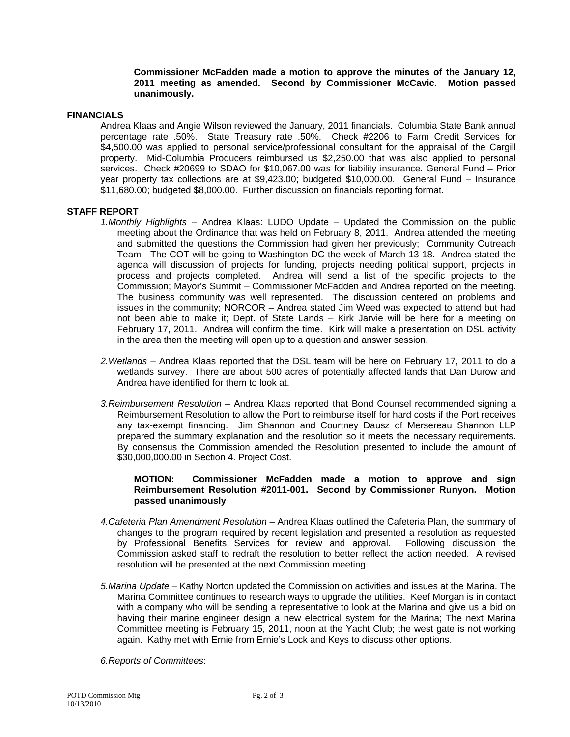**Commissioner McFadden made a motion to approve the minutes of the January 12, 2011 meeting as amended. Second by Commissioner McCavic. Motion passed unanimously.**

**FINANCIALS**

Andrea Klaas and Angie Wilson reviewed the January, 2011 financials. Columbia State Bank annual percentage rate .50%. State Treasury rate .50%. Check #2206 to Farm Credit Services for $4,500.00 was applied to personal service/professional consultant for the appraisal of the Cargill property. Mid-Columbia Producers reimbursed us $2,250.00 that was also applied to personal services. Check #20699 to SDAO for $10,067.00 was for liability insurance. General Fund – Prior year property tax collections are at $9,423.00; budgeted $10,000.00. General Fund – Insurance $11,680.00; budgeted $8,000.00. Further discussion on financials reporting format.

**STAFF REPORT**

*1.Monthly Highlights* – Andrea Klaas: LUDO Update – Updated the Commission on the public meeting about the Ordinance that was held on February 8, 2011. Andrea attended the meeting and submitted the questions the Commission had given her previously; Community Outreach Team - The COT will be going to Washington DC the week of March 13-18. Andrea stated the agenda will discussion of projects for funding, projects needing political support, projects in process and projects completed. Andrea will send a list of the specific projects to the Commission; Mayor's Summit – Commissioner McFadden and Andrea reported on the meeting. The business community was well represented. The discussion centered on problems and issues in the community; NORCOR – Andrea stated Jim Weed was expected to attend but had not been able to make it; Dept. of State Lands – Kirk Jarvie will be here for a meeting on February 17, 2011. Andrea will confirm the time. Kirk will make a presentation on DSL activity in the area then the meeting will open up to a question and answer session.

*2.Wetlands* – Andrea Klaas reported that the DSL team will be here on February 17, 2011 to do a wetlands survey. There are about 500 acres of potentially affected lands that Dan Durow and Andrea have identified for them to look at.

*3.Reimbursement Resolution* – Andrea Klaas reported that Bond Counsel recommended signing a Reimbursement Resolution to allow the Port to reimburse itself for hard costs if the Port receives any tax-exempt financing. Jim Shannon and Courtney Dausz of Mersereau Shannon LLP prepared the summary explanation and the resolution so it meets the necessary requirements. By consensus the Commission amended the Resolution presented to include the amount of $30,000,000.00 in Section 4. Project Cost.

**MOTION: Commissioner McFadden made a motion to approve and sign Reimbursement Resolution #2011-001. Second by Commissioner Runyon. Motion passed unanimously**

*4.Cafeteria Plan Amendment Resolution* – Andrea Klaas outlined the Cafeteria Plan, the summary of changes to the program required by recent legislation and presented a resolution as requested by Professional Benefits Services for review and approval. Following discussion the Commission asked staff to redraft the resolution to better reflect the action needed. A revised resolution will be presented at the next Commission meeting.

*5.Marina Update* – Kathy Norton updated the Commission on activities and issues at the Marina. The Marina Committee continues to research ways to upgrade the utilities. Keef Morgan is in contact with a company who will be sending a representative to look at the Marina and give us a bid on having their marine engineer design a new electrical system for the Marina; The next Marina Committee meeting is February 15, 2011, noon at the Yacht Club; the west gate is not working again. Kathy met with Ernie from Ernie's Lock and Keys to discuss other options.

*6.Reports of Committees*: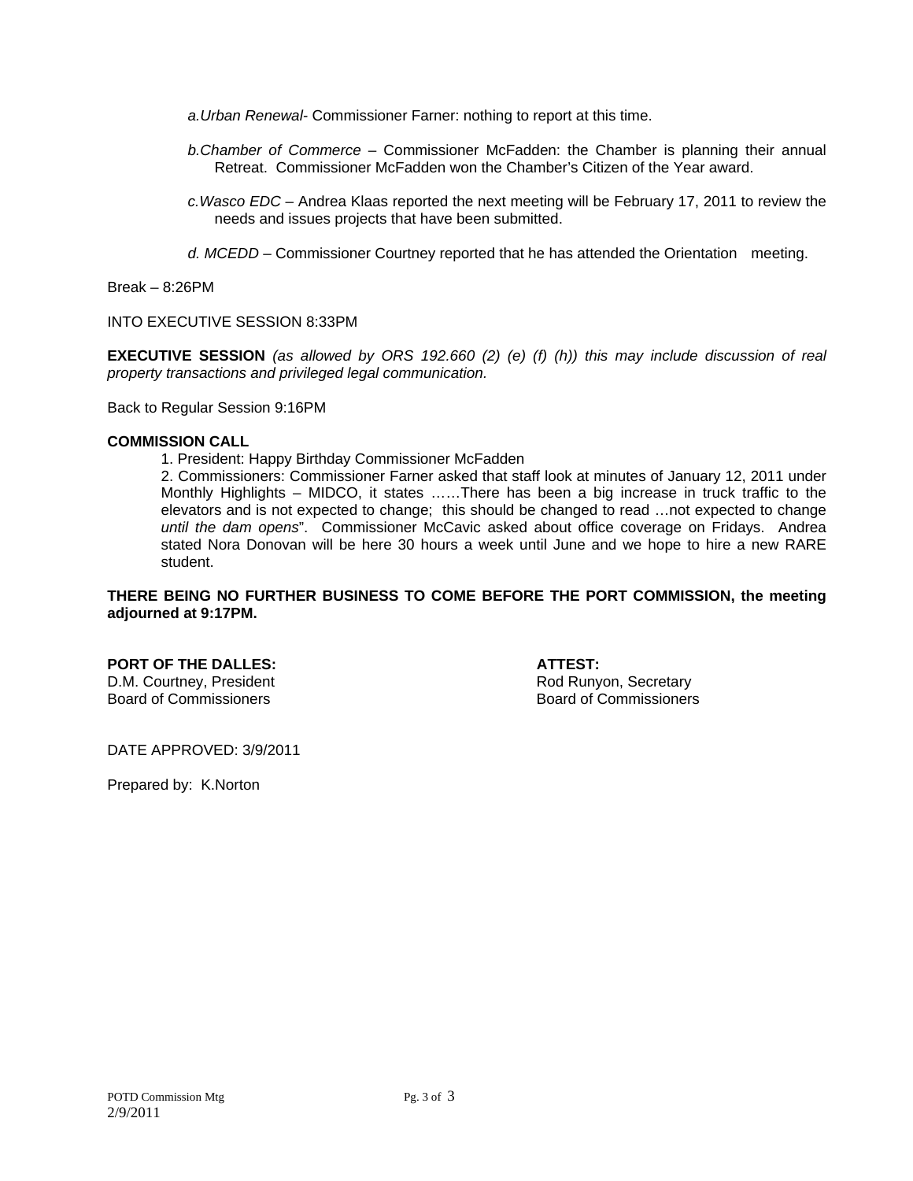*a.Urban Renewal*- Commissioner Farner: nothing to report at this time.

*b.Chamber of Commerce* – Commissioner McFadden: the Chamber is planning their annual Retreat. Commissioner McFadden won the Chamber's Citizen of the Year award.

*c.Wasco EDC* – Andrea Klaas reported the next meeting will be February 17, 2011 to review the needs and issues projects that have been submitted.

*d. MCEDD* – Commissioner Courtney reported that he has attended the Orientation meeting.

Break – 8:26PM

INTO EXECUTIVE SESSION 8:33PM

**EXECUTIVE SESSION** *(as allowed by ORS 192.660 (2) (e) (f) (h)) this may include discussion of real property transactions and privileged legal communication.*

Back to Regular Session 9:16PM

**COMMISSION CALL**

1. President: Happy Birthday Commissioner McFadden
2. Commissioners: Commissioner Farner asked that staff look at minutes of January 12, 2011 under Monthly Highlights – MIDCO, it states ……There has been a big increase in truck traffic to the elevators and is not expected to change; this should be changed to read …not expected to change *until the dam opens*". Commissioner McCavic asked about office coverage on Fridays. Andrea stated Nora Donovan will be here 30 hours a week until June and we hope to hire a new RARE student.

**THERE BEING NO FURTHER BUSINESS TO COME BEFORE THE PORT COMMISSION, the meeting adjourned at 9:17PM.**

**PORT OF THE DALLES:**
D.M. Courtney, President
Board of Commissioners

**ATTEST:**
Rod Runyon, Secretary
Board of Commissioners

DATE APPROVED: 3/9/2011

Prepared by: K.Norton